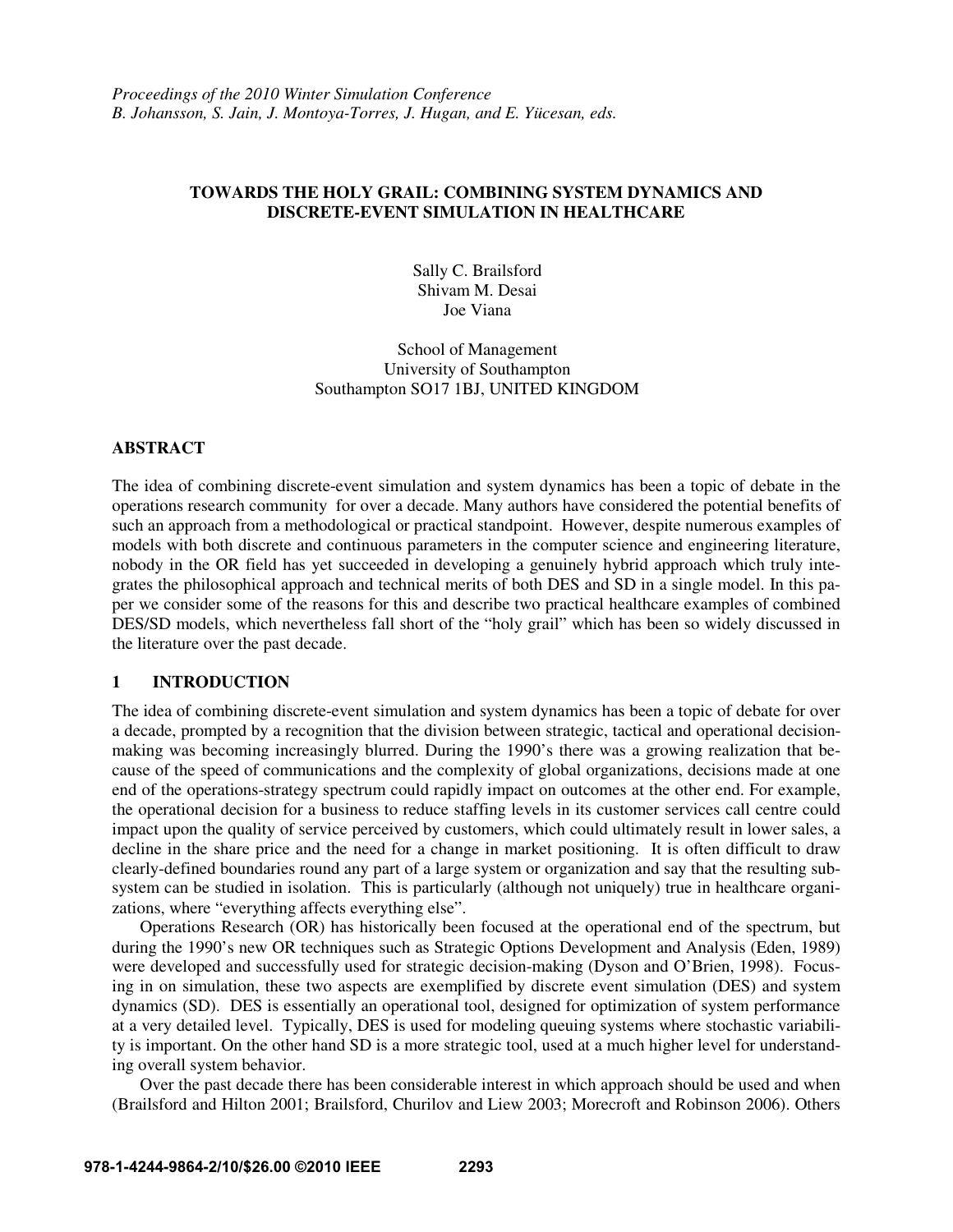*Proceedings of the 2010 Winter Simulation Conference*
*B. Johansson, S. Jain, J. Montoya-Torres, J. Hugan, and E. Yücesan, eds.*

# TOWARDS THE HOLY GRAIL: COMBINING SYSTEM DYNAMICS AND DISCRETE-EVENT SIMULATION IN HEALTHCARE

Sally C. Brailsford
Shivam M. Desai
Joe Viana

School of Management
University of Southampton
Southampton SO17 1BJ, UNITED KINGDOM

## ABSTRACT

The idea of combining discrete-event simulation and system dynamics has been a topic of debate in the operations research community for over a decade. Many authors have considered the potential benefits of such an approach from a methodological or practical standpoint. However, despite numerous examples of models with both discrete and continuous parameters in the computer science and engineering literature, nobody in the OR field has yet succeeded in developing a genuinely hybrid approach which truly integrates the philosophical approach and technical merits of both DES and SD in a single model. In this paper we consider some of the reasons for this and describe two practical healthcare examples of combined DES/SD models, which nevertheless fall short of the "holy grail" which has been so widely discussed in the literature over the past decade.

## 1 INTRODUCTION

The idea of combining discrete-event simulation and system dynamics has been a topic of debate for over a decade, prompted by a recognition that the division between strategic, tactical and operational decision-making was becoming increasingly blurred. During the 1990's there was a growing realization that because of the speed of communications and the complexity of global organizations, decisions made at one end of the operations-strategy spectrum could rapidly impact on outcomes at the other end. For example, the operational decision for a business to reduce staffing levels in its customer services call centre could impact upon the quality of service perceived by customers, which could ultimately result in lower sales, a decline in the share price and the need for a change in market positioning. It is often difficult to draw clearly-defined boundaries round any part of a large system or organization and say that the resulting subsystem can be studied in isolation. This is particularly (although not uniquely) true in healthcare organizations, where "everything affects everything else".

Operations Research (OR) has historically been focused at the operational end of the spectrum, but during the 1990's new OR techniques such as Strategic Options Development and Analysis (Eden, 1989) were developed and successfully used for strategic decision-making (Dyson and O'Brien, 1998). Focusing in on simulation, these two aspects are exemplified by discrete event simulation (DES) and system dynamics (SD). DES is essentially an operational tool, designed for optimization of system performance at a very detailed level. Typically, DES is used for modeling queuing systems where stochastic variability is important. On the other hand SD is a more strategic tool, used at a much higher level for understanding overall system behavior.

Over the past decade there has been considerable interest in which approach should be used and when (Brailsford and Hilton 2001; Brailsford, Churilov and Liew 2003; Morecroft and Robinson 2006). Others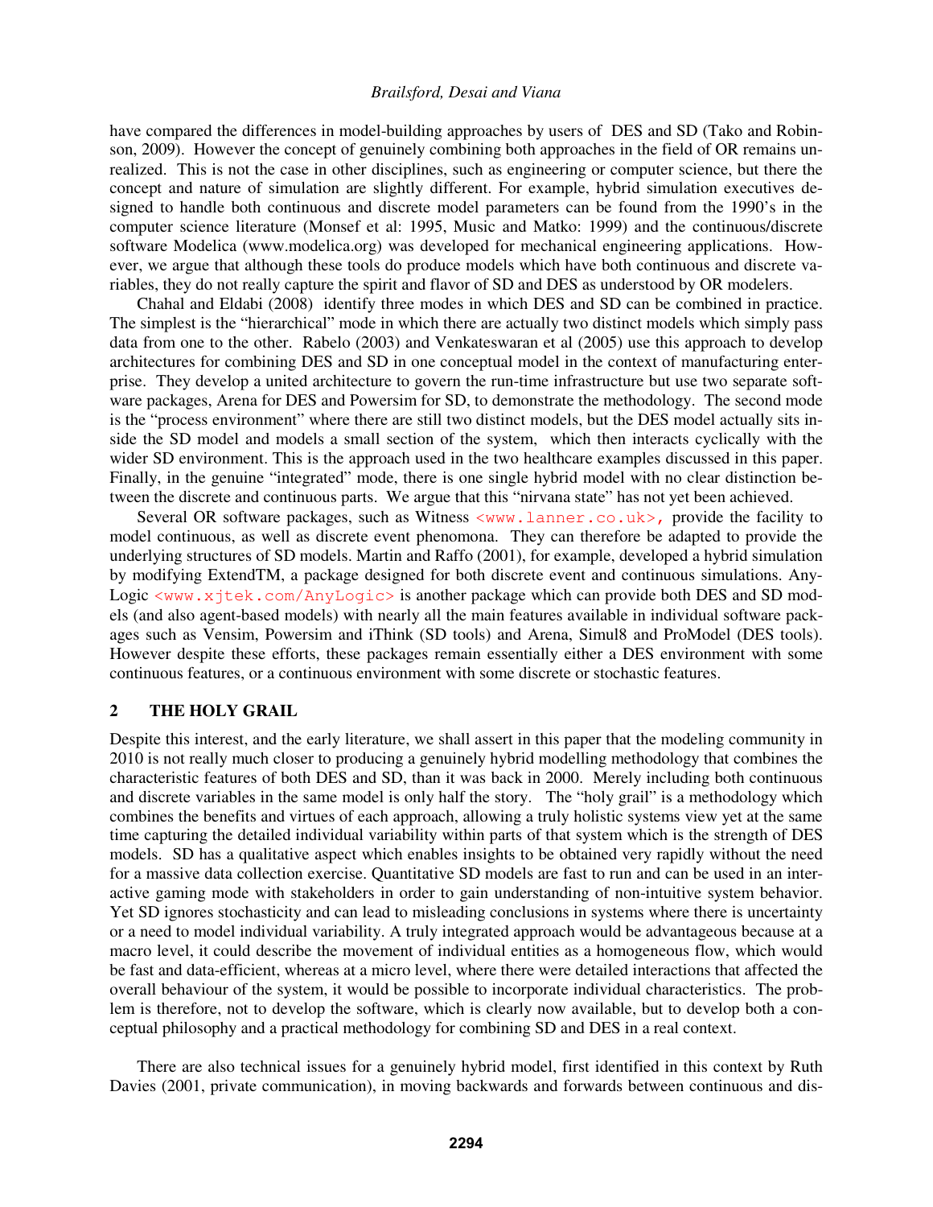have compared the differences in model-building approaches by users of DES and SD (Tako and Robinson, 2009). However the concept of genuinely combining both approaches in the field of OR remains unrealized. This is not the case in other disciplines, such as engineering or computer science, but there the concept and nature of simulation are slightly different. For example, hybrid simulation executives designed to handle both continuous and discrete model parameters can be found from the 1990's in the computer science literature (Monsef et al: 1995, Music and Matko: 1999) and the continuous/discrete software Modelica (www.modelica.org) was developed for mechanical engineering applications. However, we argue that although these tools do produce models which have both continuous and discrete variables, they do not really capture the spirit and flavor of SD and DES as understood by OR modelers.

Chahal and Eldabi (2008) identify three modes in which DES and SD can be combined in practice. The simplest is the "hierarchical" mode in which there are actually two distinct models which simply pass data from one to the other. Rabelo (2003) and Venkateswaran et al (2005) use this approach to develop architectures for combining DES and SD in one conceptual model in the context of manufacturing enterprise. They develop a united architecture to govern the run-time infrastructure but use two separate software packages, Arena for DES and Powersim for SD, to demonstrate the methodology. The second mode is the "process environment" where there are still two distinct models, but the DES model actually sits inside the SD model and models a small section of the system, which then interacts cyclically with the wider SD environment. This is the approach used in the two healthcare examples discussed in this paper. Finally, in the genuine "integrated" mode, there is one single hybrid model with no clear distinction between the discrete and continuous parts. We argue that this "nirvana state" has not yet been achieved.

Several OR software packages, such as Witness <www.lanner.co.uk>, provide the facility to model continuous, as well as discrete event phenomona. They can therefore be adapted to provide the underlying structures of SD models. Martin and Raffo (2001), for example, developed a hybrid simulation by modifying ExtendTM, a package designed for both discrete event and continuous simulations. AnyLogic <www.xjtek.com/AnyLogic> is another package which can provide both DES and SD models (and also agent-based models) with nearly all the main features available in individual software packages such as Vensim, Powersim and iThink (SD tools) and Arena, Simul8 and ProModel (DES tools). However despite these efforts, these packages remain essentially either a DES environment with some continuous features, or a continuous environment with some discrete or stochastic features.

## 2 THE HOLY GRAIL

Despite this interest, and the early literature, we shall assert in this paper that the modeling community in 2010 is not really much closer to producing a genuinely hybrid modelling methodology that combines the characteristic features of both DES and SD, than it was back in 2000. Merely including both continuous and discrete variables in the same model is only half the story. The "holy grail" is a methodology which combines the benefits and virtues of each approach, allowing a truly holistic systems view yet at the same time capturing the detailed individual variability within parts of that system which is the strength of DES models. SD has a qualitative aspect which enables insights to be obtained very rapidly without the need for a massive data collection exercise. Quantitative SD models are fast to run and can be used in an interactive gaming mode with stakeholders in order to gain understanding of non-intuitive system behavior. Yet SD ignores stochasticity and can lead to misleading conclusions in systems where there is uncertainty or a need to model individual variability. A truly integrated approach would be advantageous because at a macro level, it could describe the movement of individual entities as a homogeneous flow, which would be fast and data-efficient, whereas at a micro level, where there were detailed interactions that affected the overall behaviour of the system, it would be possible to incorporate individual characteristics. The problem is therefore, not to develop the software, which is clearly now available, but to develop both a conceptual philosophy and a practical methodology for combining SD and DES in a real context.

There are also technical issues for a genuinely hybrid model, first identified in this context by Ruth Davies (2001, private communication), in moving backwards and forwards between continuous and dis-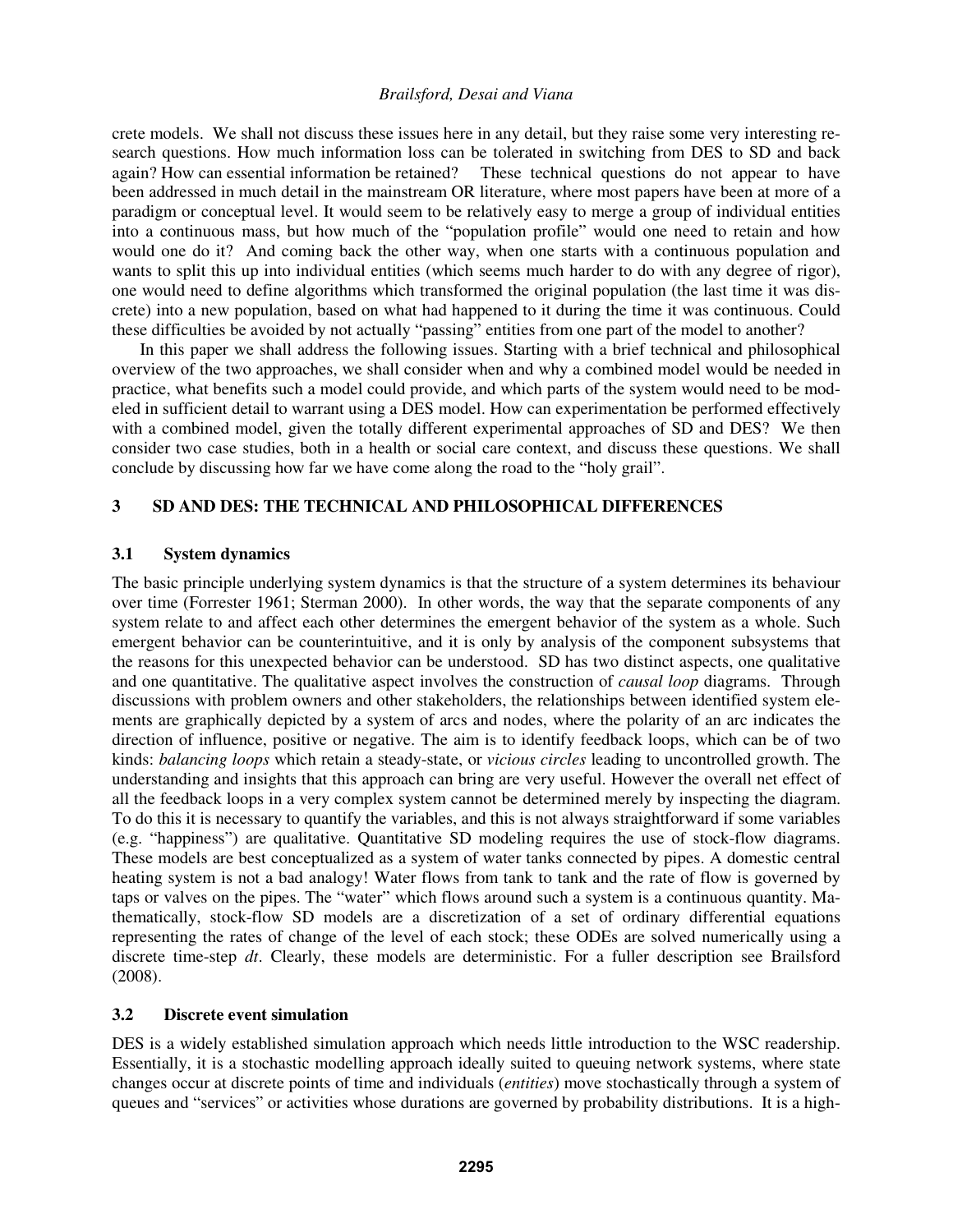crete models. We shall not discuss these issues here in any detail, but they raise some very interesting research questions. How much information loss can be tolerated in switching from DES to SD and back again? How can essential information be retained? These technical questions do not appear to have been addressed in much detail in the mainstream OR literature, where most papers have been at more of a paradigm or conceptual level. It would seem to be relatively easy to merge a group of individual entities into a continuous mass, but how much of the "population profile" would one need to retain and how would one do it? And coming back the other way, when one starts with a continuous population and wants to split this up into individual entities (which seems much harder to do with any degree of rigor), one would need to define algorithms which transformed the original population (the last time it was discrete) into a new population, based on what had happened to it during the time it was continuous. Could these difficulties be avoided by not actually "passing" entities from one part of the model to another?

In this paper we shall address the following issues. Starting with a brief technical and philosophical overview of the two approaches, we shall consider when and why a combined model would be needed in practice, what benefits such a model could provide, and which parts of the system would need to be modeled in sufficient detail to warrant using a DES model. How can experimentation be performed effectively with a combined model, given the totally different experimental approaches of SD and DES? We then consider two case studies, both in a health or social care context, and discuss these questions. We shall conclude by discussing how far we have come along the road to the "holy grail".

## 3 SD AND DES: THE TECHNICAL AND PHILOSOPHICAL DIFFERENCES

### 3.1 System dynamics

The basic principle underlying system dynamics is that the structure of a system determines its behaviour over time (Forrester 1961; Sterman 2000). In other words, the way that the separate components of any system relate to and affect each other determines the emergent behavior of the system as a whole. Such emergent behavior can be counterintuitive, and it is only by analysis of the component subsystems that the reasons for this unexpected behavior can be understood. SD has two distinct aspects, one qualitative and one quantitative. The qualitative aspect involves the construction of *causal loop* diagrams. Through discussions with problem owners and other stakeholders, the relationships between identified system elements are graphically depicted by a system of arcs and nodes, where the polarity of an arc indicates the direction of influence, positive or negative. The aim is to identify feedback loops, which can be of two kinds: *balancing loops* which retain a steady-state, or *vicious circles* leading to uncontrolled growth. The understanding and insights that this approach can bring are very useful. However the overall net effect of all the feedback loops in a very complex system cannot be determined merely by inspecting the diagram. To do this it is necessary to quantify the variables, and this is not always straightforward if some variables (e.g. "happiness") are qualitative. Quantitative SD modeling requires the use of stock-flow diagrams. These models are best conceptualized as a system of water tanks connected by pipes. A domestic central heating system is not a bad analogy! Water flows from tank to tank and the rate of flow is governed by taps or valves on the pipes. The "water" which flows around such a system is a continuous quantity. Mathematically, stock-flow SD models are a discretization of a set of ordinary differential equations representing the rates of change of the level of each stock; these ODEs are solved numerically using a discrete time-step *dt*. Clearly, these models are deterministic. For a fuller description see Brailsford (2008).

### 3.2 Discrete event simulation

DES is a widely established simulation approach which needs little introduction to the WSC readership. Essentially, it is a stochastic modelling approach ideally suited to queuing network systems, where state changes occur at discrete points of time and individuals (*entities*) move stochastically through a system of queues and "services" or activities whose durations are governed by probability distributions. It is a high-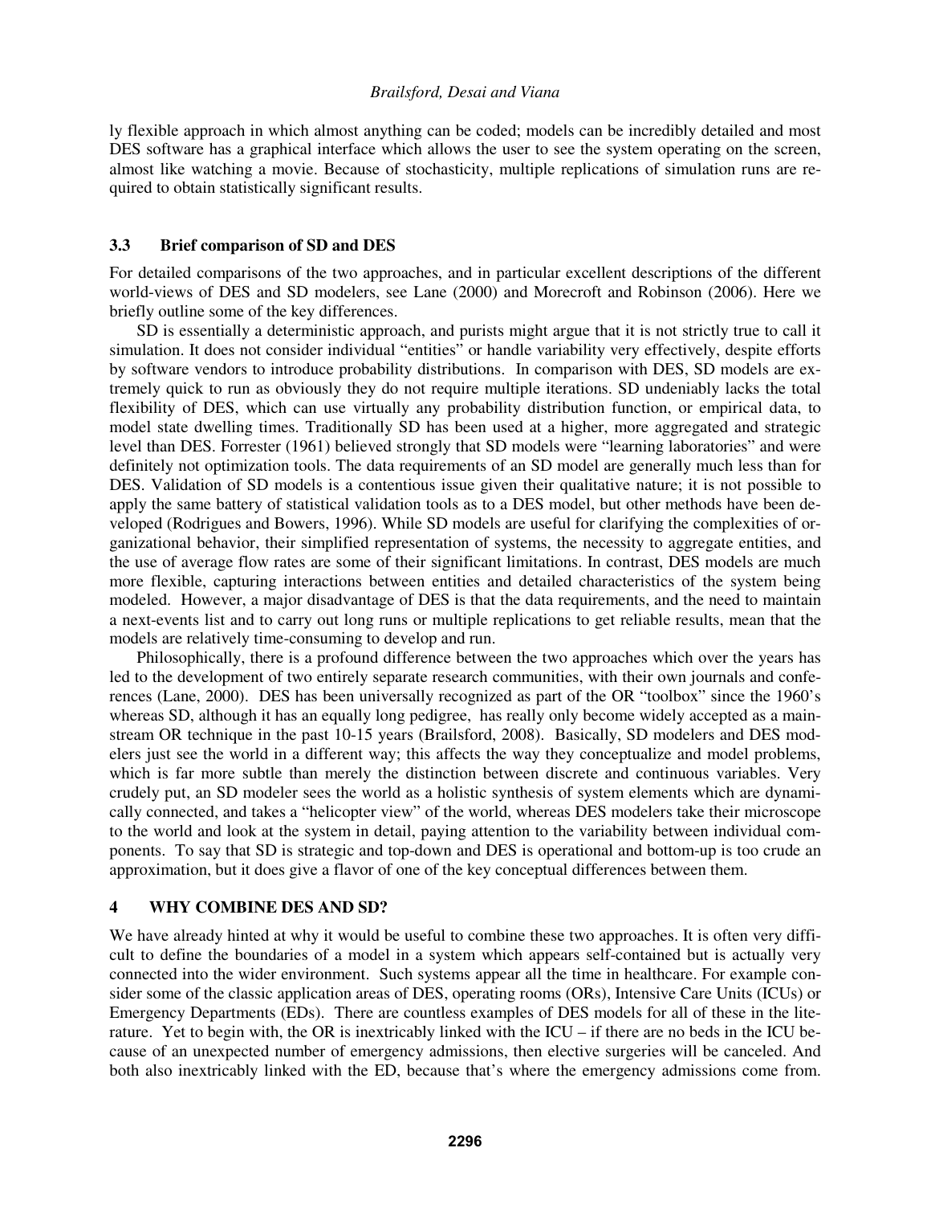ly flexible approach in which almost anything can be coded; models can be incredibly detailed and most DES software has a graphical interface which allows the user to see the system operating on the screen, almost like watching a movie. Because of stochasticity, multiple replications of simulation runs are required to obtain statistically significant results.

### 3.3 Brief comparison of SD and DES

For detailed comparisons of the two approaches, and in particular excellent descriptions of the different world-views of DES and SD modelers, see Lane (2000) and Morecroft and Robinson (2006). Here we briefly outline some of the key differences.

SD is essentially a deterministic approach, and purists might argue that it is not strictly true to call it simulation. It does not consider individual "entities" or handle variability very effectively, despite efforts by software vendors to introduce probability distributions. In comparison with DES, SD models are extremely quick to run as obviously they do not require multiple iterations. SD undeniably lacks the total flexibility of DES, which can use virtually any probability distribution function, or empirical data, to model state dwelling times. Traditionally SD has been used at a higher, more aggregated and strategic level than DES. Forrester (1961) believed strongly that SD models were "learning laboratories" and were definitely not optimization tools. The data requirements of an SD model are generally much less than for DES. Validation of SD models is a contentious issue given their qualitative nature; it is not possible to apply the same battery of statistical validation tools as to a DES model, but other methods have been developed (Rodrigues and Bowers, 1996). While SD models are useful for clarifying the complexities of organizational behavior, their simplified representation of systems, the necessity to aggregate entities, and the use of average flow rates are some of their significant limitations. In contrast, DES models are much more flexible, capturing interactions between entities and detailed characteristics of the system being modeled. However, a major disadvantage of DES is that the data requirements, and the need to maintain a next-events list and to carry out long runs or multiple replications to get reliable results, mean that the models are relatively time-consuming to develop and run.

Philosophically, there is a profound difference between the two approaches which over the years has led to the development of two entirely separate research communities, with their own journals and conferences (Lane, 2000). DES has been universally recognized as part of the OR "toolbox" since the 1960's whereas SD, although it has an equally long pedigree, has really only become widely accepted as a mainstream OR technique in the past 10-15 years (Brailsford, 2008). Basically, SD modelers and DES modelers just see the world in a different way; this affects the way they conceptualize and model problems, which is far more subtle than merely the distinction between discrete and continuous variables. Very crudely put, an SD modeler sees the world as a holistic synthesis of system elements which are dynamically connected, and takes a "helicopter view" of the world, whereas DES modelers take their microscope to the world and look at the system in detail, paying attention to the variability between individual components. To say that SD is strategic and top-down and DES is operational and bottom-up is too crude an approximation, but it does give a flavor of one of the key conceptual differences between them.

## 4 WHY COMBINE DES AND SD?

We have already hinted at why it would be useful to combine these two approaches. It is often very difficult to define the boundaries of a model in a system which appears self-contained but is actually very connected into the wider environment. Such systems appear all the time in healthcare. For example consider some of the classic application areas of DES, operating rooms (ORs), Intensive Care Units (ICUs) or Emergency Departments (EDs). There are countless examples of DES models for all of these in the literature. Yet to begin with, the OR is inextricably linked with the ICU – if there are no beds in the ICU because of an unexpected number of emergency admissions, then elective surgeries will be canceled. And both also inextricably linked with the ED, because that's where the emergency admissions come from.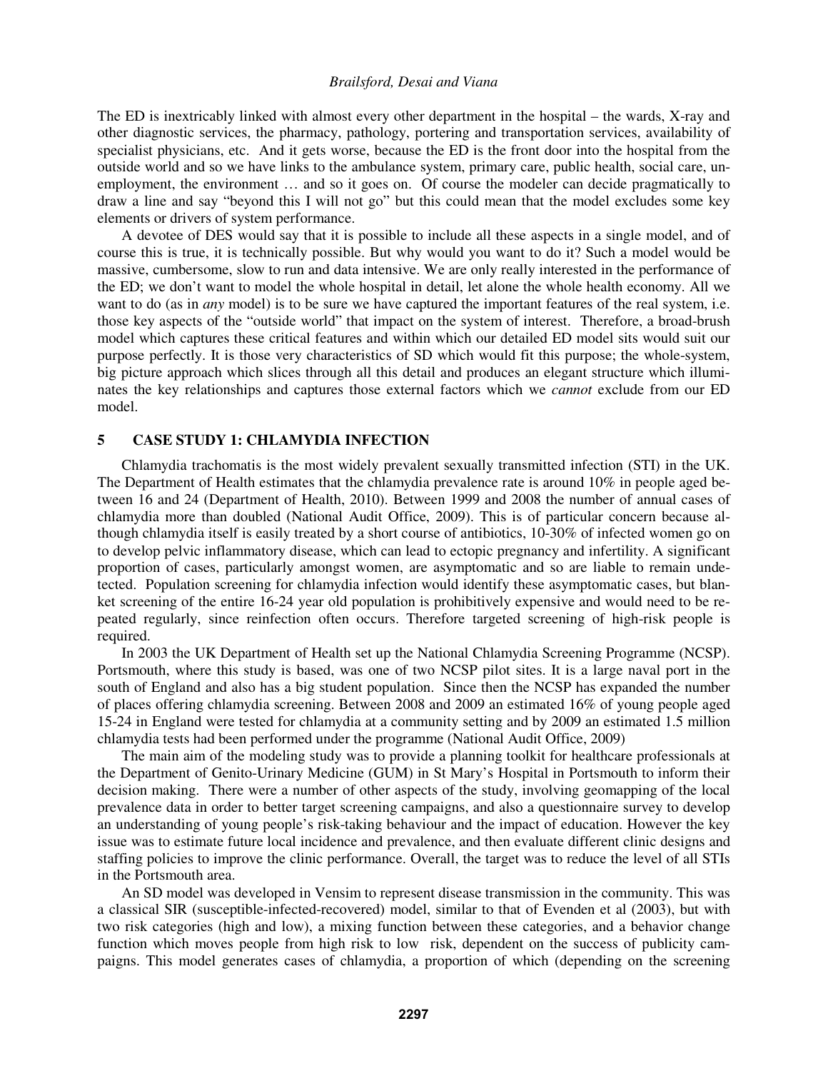The ED is inextricably linked with almost every other department in the hospital – the wards, X-ray and other diagnostic services, the pharmacy, pathology, portering and transportation services, availability of specialist physicians, etc. And it gets worse, because the ED is the front door into the hospital from the outside world and so we have links to the ambulance system, primary care, public health, social care, unemployment, the environment … and so it goes on. Of course the modeler can decide pragmatically to draw a line and say "beyond this I will not go" but this could mean that the model excludes some key elements or drivers of system performance.

A devotee of DES would say that it is possible to include all these aspects in a single model, and of course this is true, it is technically possible. But why would you want to do it? Such a model would be massive, cumbersome, slow to run and data intensive. We are only really interested in the performance of the ED; we don't want to model the whole hospital in detail, let alone the whole health economy. All we want to do (as in *any* model) is to be sure we have captured the important features of the real system, i.e. those key aspects of the "outside world" that impact on the system of interest. Therefore, a broad-brush model which captures these critical features and within which our detailed ED model sits would suit our purpose perfectly. It is those very characteristics of SD which would fit this purpose; the whole-system, big picture approach which slices through all this detail and produces an elegant structure which illuminates the key relationships and captures those external factors which we *cannot* exclude from our ED model.

## 5 CASE STUDY 1: CHLAMYDIA INFECTION

Chlamydia trachomatis is the most widely prevalent sexually transmitted infection (STI) in the UK. The Department of Health estimates that the chlamydia prevalence rate is around 10% in people aged between 16 and 24 (Department of Health, 2010). Between 1999 and 2008 the number of annual cases of chlamydia more than doubled (National Audit Office, 2009). This is of particular concern because although chlamydia itself is easily treated by a short course of antibiotics, 10-30% of infected women go on to develop pelvic inflammatory disease, which can lead to ectopic pregnancy and infertility. A significant proportion of cases, particularly amongst women, are asymptomatic and so are liable to remain undetected. Population screening for chlamydia infection would identify these asymptomatic cases, but blanket screening of the entire 16-24 year old population is prohibitively expensive and would need to be repeated regularly, since reinfection often occurs. Therefore targeted screening of high-risk people is required.

In 2003 the UK Department of Health set up the National Chlamydia Screening Programme (NCSP). Portsmouth, where this study is based, was one of two NCSP pilot sites. It is a large naval port in the south of England and also has a big student population. Since then the NCSP has expanded the number of places offering chlamydia screening. Between 2008 and 2009 an estimated 16% of young people aged 15-24 in England were tested for chlamydia at a community setting and by 2009 an estimated 1.5 million chlamydia tests had been performed under the programme (National Audit Office, 2009)

The main aim of the modeling study was to provide a planning toolkit for healthcare professionals at the Department of Genito-Urinary Medicine (GUM) in St Mary's Hospital in Portsmouth to inform their decision making. There were a number of other aspects of the study, involving geomapping of the local prevalence data in order to better target screening campaigns, and also a questionnaire survey to develop an understanding of young people's risk-taking behaviour and the impact of education. However the key issue was to estimate future local incidence and prevalence, and then evaluate different clinic designs and staffing policies to improve the clinic performance. Overall, the target was to reduce the level of all STIs in the Portsmouth area.

An SD model was developed in Vensim to represent disease transmission in the community. This was a classical SIR (susceptible-infected-recovered) model, similar to that of Evenden et al (2003), but with two risk categories (high and low), a mixing function between these categories, and a behavior change function which moves people from high risk to low risk, dependent on the success of publicity campaigns. This model generates cases of chlamydia, a proportion of which (depending on the screening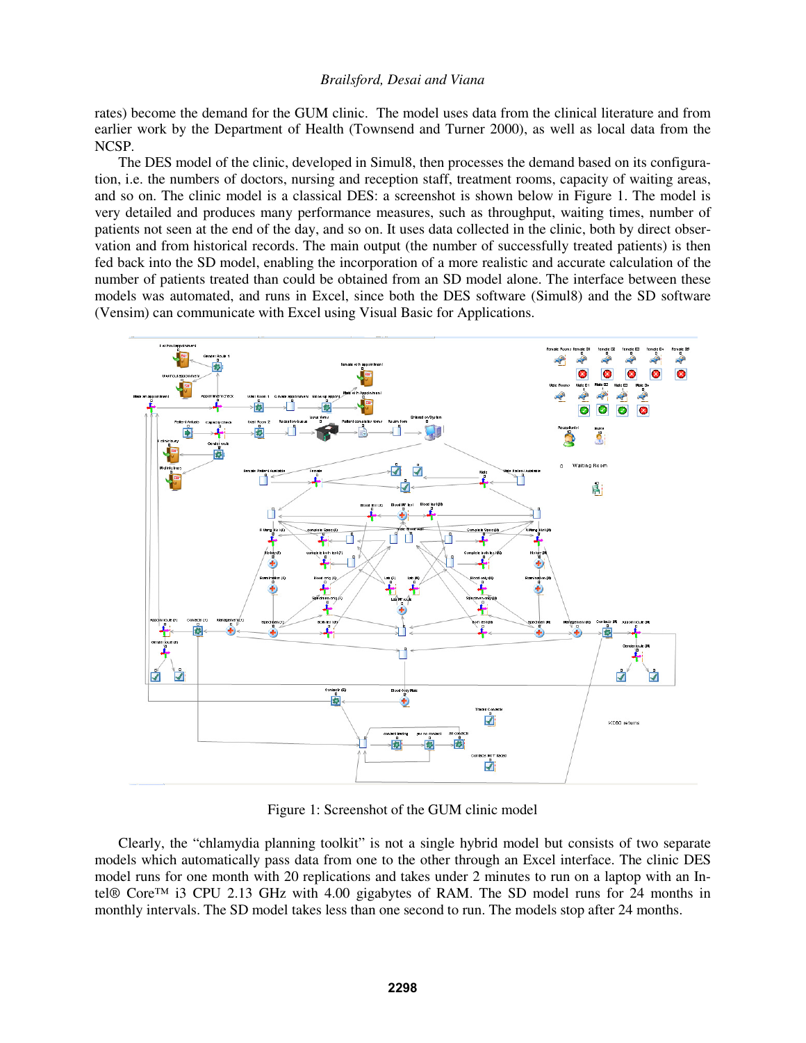rates) become the demand for the GUM clinic. The model uses data from the clinical literature and from earlier work by the Department of Health (Townsend and Turner 2000), as well as local data from the NCSP.

The DES model of the clinic, developed in Simul8, then processes the demand based on its configuration, i.e. the numbers of doctors, nursing and reception staff, treatment rooms, capacity of waiting areas, and so on. The clinic model is a classical DES: a screenshot is shown below in Figure 1. The model is very detailed and produces many performance measures, such as throughput, waiting times, number of patients not seen at the end of the day, and so on. It uses data collected in the clinic, both by direct observation and from historical records. The main output (the number of successfully treated patients) is then fed back into the SD model, enabling the incorporation of a more realistic and accurate calculation of the number of patients treated than could be obtained from an SD model alone. The interface between these models was automated, and runs in Excel, since both the DES software (Simul8) and the SD software (Vensim) can communicate with Excel using Visual Basic for Applications.

Figure 1: Screenshot of the GUM clinic model

Clearly, the "chlamydia planning toolkit" is not a single hybrid model but consists of two separate models which automatically pass data from one to the other through an Excel interface. The clinic DES model runs for one month with 20 replications and takes under 2 minutes to run on a laptop with an Intel® Core™ i3 CPU 2.13 GHz with 4.00 gigabytes of RAM. The SD model runs for 24 months in monthly intervals. The SD model takes less than one second to run. The models stop after 24 months.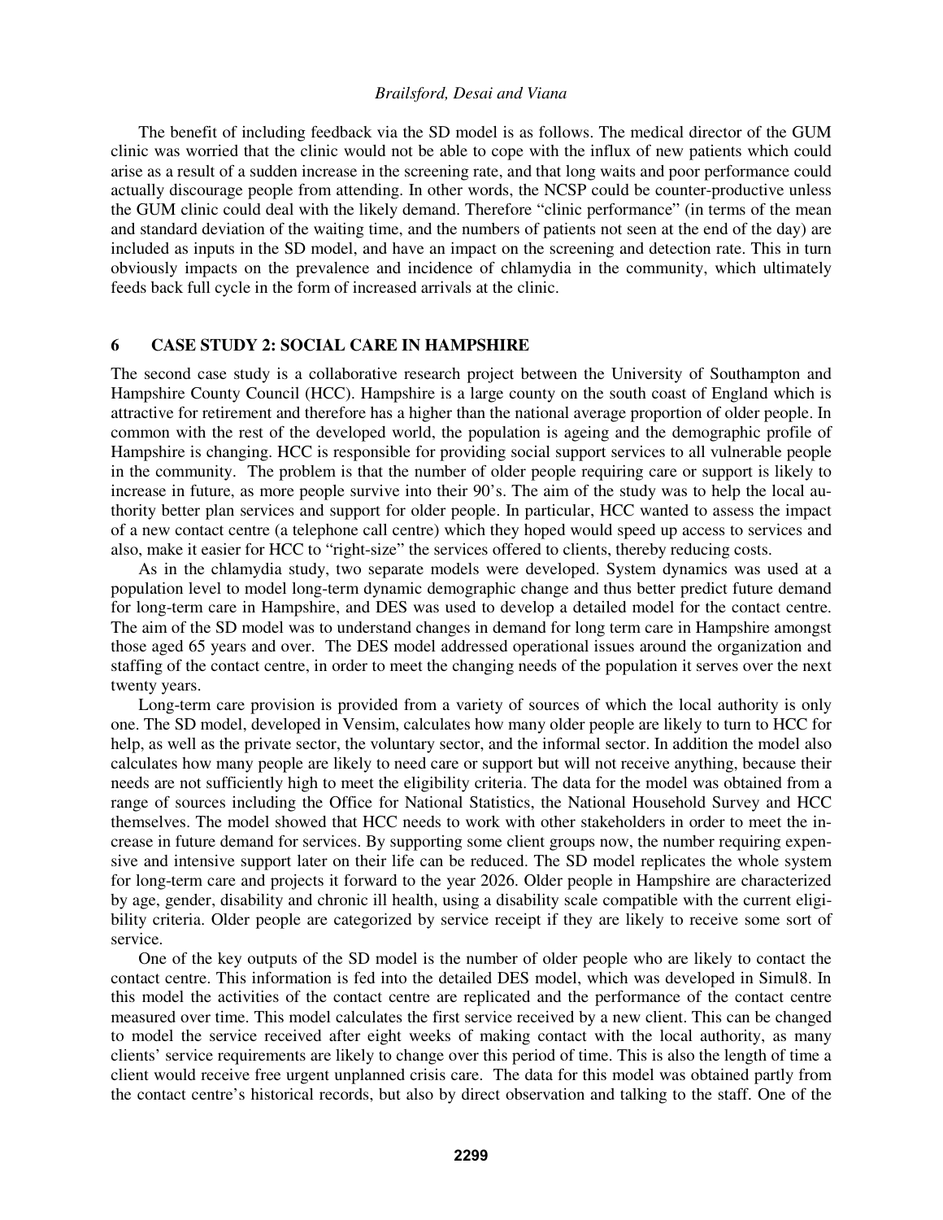The benefit of including feedback via the SD model is as follows. The medical director of the GUM clinic was worried that the clinic would not be able to cope with the influx of new patients which could arise as a result of a sudden increase in the screening rate, and that long waits and poor performance could actually discourage people from attending. In other words, the NCSP could be counter-productive unless the GUM clinic could deal with the likely demand. Therefore "clinic performance" (in terms of the mean and standard deviation of the waiting time, and the numbers of patients not seen at the end of the day) are included as inputs in the SD model, and have an impact on the screening and detection rate. This in turn obviously impacts on the prevalence and incidence of chlamydia in the community, which ultimately feeds back full cycle in the form of increased arrivals at the clinic.

## 6 CASE STUDY 2: SOCIAL CARE IN HAMPSHIRE

The second case study is a collaborative research project between the University of Southampton and Hampshire County Council (HCC). Hampshire is a large county on the south coast of England which is attractive for retirement and therefore has a higher than the national average proportion of older people. In common with the rest of the developed world, the population is ageing and the demographic profile of Hampshire is changing. HCC is responsible for providing social support services to all vulnerable people in the community. The problem is that the number of older people requiring care or support is likely to increase in future, as more people survive into their 90's. The aim of the study was to help the local authority better plan services and support for older people. In particular, HCC wanted to assess the impact of a new contact centre (a telephone call centre) which they hoped would speed up access to services and also, make it easier for HCC to "right-size" the services offered to clients, thereby reducing costs.

As in the chlamydia study, two separate models were developed. System dynamics was used at a population level to model long-term dynamic demographic change and thus better predict future demand for long-term care in Hampshire, and DES was used to develop a detailed model for the contact centre. The aim of the SD model was to understand changes in demand for long term care in Hampshire amongst those aged 65 years and over. The DES model addressed operational issues around the organization and staffing of the contact centre, in order to meet the changing needs of the population it serves over the next twenty years.

Long-term care provision is provided from a variety of sources of which the local authority is only one. The SD model, developed in Vensim, calculates how many older people are likely to turn to HCC for help, as well as the private sector, the voluntary sector, and the informal sector. In addition the model also calculates how many people are likely to need care or support but will not receive anything, because their needs are not sufficiently high to meet the eligibility criteria. The data for the model was obtained from a range of sources including the Office for National Statistics, the National Household Survey and HCC themselves. The model showed that HCC needs to work with other stakeholders in order to meet the increase in future demand for services. By supporting some client groups now, the number requiring expensive and intensive support later on their life can be reduced. The SD model replicates the whole system for long-term care and projects it forward to the year 2026. Older people in Hampshire are characterized by age, gender, disability and chronic ill health, using a disability scale compatible with the current eligibility criteria. Older people are categorized by service receipt if they are likely to receive some sort of service.

One of the key outputs of the SD model is the number of older people who are likely to contact the contact centre. This information is fed into the detailed DES model, which was developed in Simul8. In this model the activities of the contact centre are replicated and the performance of the contact centre measured over time. This model calculates the first service received by a new client. This can be changed to model the service received after eight weeks of making contact with the local authority, as many clients' service requirements are likely to change over this period of time. This is also the length of time a client would receive free urgent unplanned crisis care. The data for this model was obtained partly from the contact centre's historical records, but also by direct observation and talking to the staff. One of the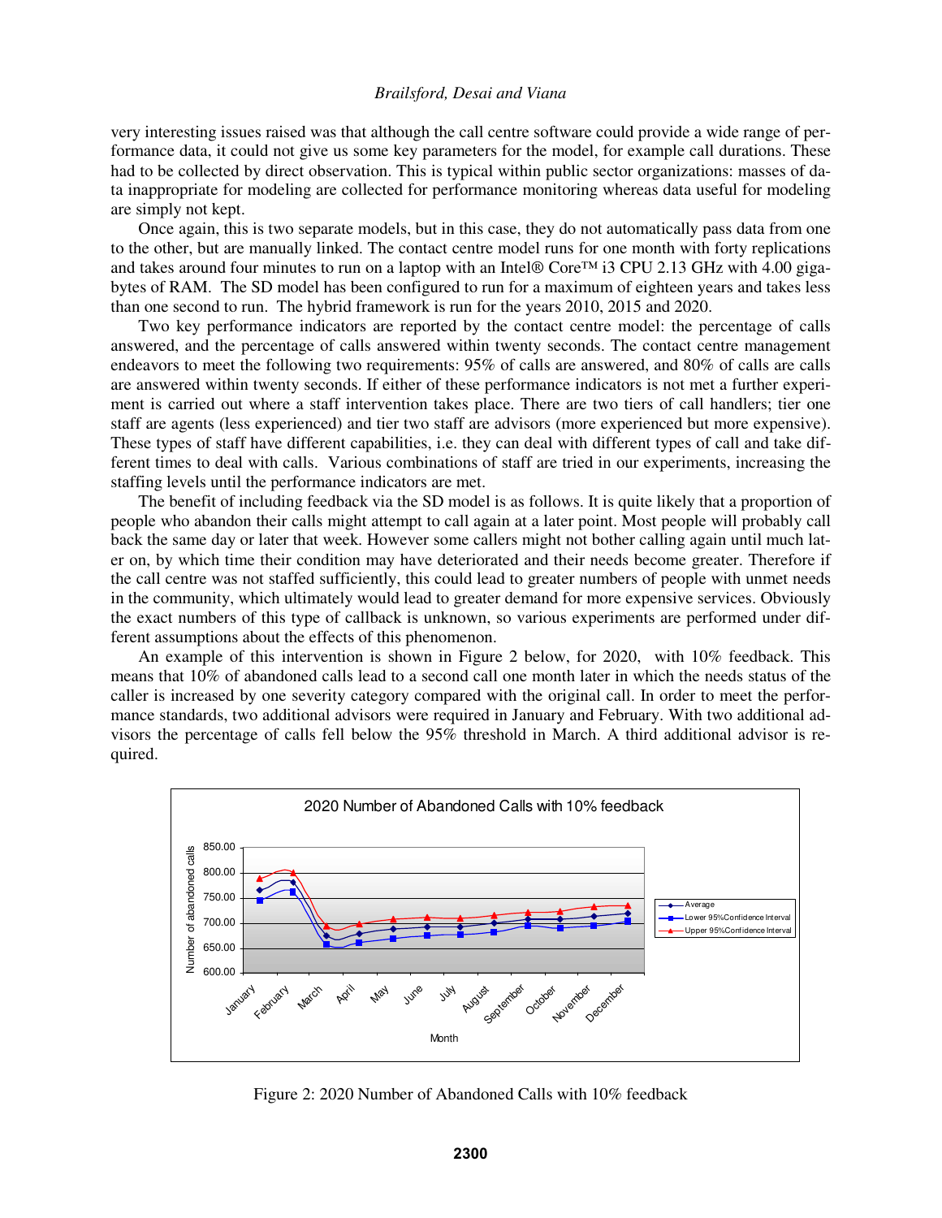very interesting issues raised was that although the call centre software could provide a wide range of performance data, it could not give us some key parameters for the model, for example call durations. These had to be collected by direct observation. This is typical within public sector organizations: masses of data inappropriate for modeling are collected for performance monitoring whereas data useful for modeling are simply not kept.

Once again, this is two separate models, but in this case, they do not automatically pass data from one to the other, but are manually linked. The contact centre model runs for one month with forty replications and takes around four minutes to run on a laptop with an Intel® Core™ i3 CPU 2.13 GHz with 4.00 gigabytes of RAM. The SD model has been configured to run for a maximum of eighteen years and takes less than one second to run. The hybrid framework is run for the years 2010, 2015 and 2020.

Two key performance indicators are reported by the contact centre model: the percentage of calls answered, and the percentage of calls answered within twenty seconds. The contact centre management endeavors to meet the following two requirements: 95% of calls are answered, and 80% of calls are calls are answered within twenty seconds. If either of these performance indicators is not met a further experiment is carried out where a staff intervention takes place. There are two tiers of call handlers; tier one staff are agents (less experienced) and tier two staff are advisors (more experienced but more expensive). These types of staff have different capabilities, i.e. they can deal with different types of call and take different times to deal with calls. Various combinations of staff are tried in our experiments, increasing the staffing levels until the performance indicators are met.

The benefit of including feedback via the SD model is as follows. It is quite likely that a proportion of people who abandon their calls might attempt to call again at a later point. Most people will probably call back the same day or later that week. However some callers might not bother calling again until much later on, by which time their condition may have deteriorated and their needs become greater. Therefore if the call centre was not staffed sufficiently, this could lead to greater numbers of people with unmet needs in the community, which ultimately would lead to greater demand for more expensive services. Obviously the exact numbers of this type of callback is unknown, so various experiments are performed under different assumptions about the effects of this phenomenon.

An example of this intervention is shown in Figure 2 below, for 2020, with 10% feedback. This means that 10% of abandoned calls lead to a second call one month later in which the needs status of the caller is increased by one severity category compared with the original call. In order to meet the performance standards, two additional advisors were required in January and February. With two additional advisors the percentage of calls fell below the 95% threshold in March. A third additional advisor is required.

2020 Number of Abandoned Calls with 10% feedback

Number of abandoned calls

850.00
800.00
750.00
700.00
650.00
600.00

January
February
March
April
May
June
July
August
September
October
November
December

Month

Average
Lower 95%Confidence Interval
Upper 95%Confidence Interval

Figure 2: 2020 Number of Abandoned Calls with 10% feedback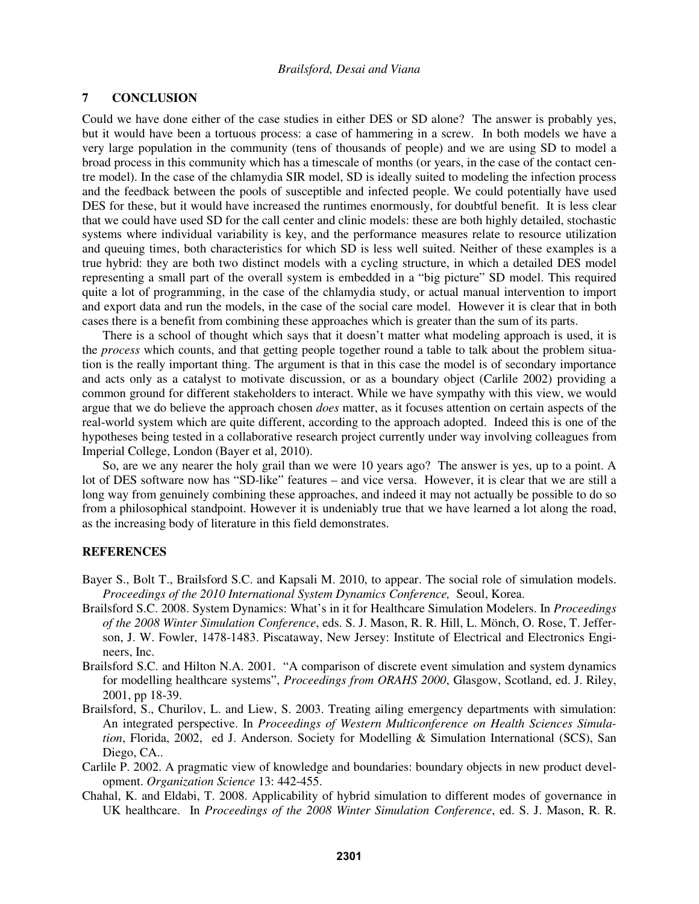## 7 CONCLUSION

Could we have done either of the case studies in either DES or SD alone? The answer is probably yes, but it would have been a tortuous process: a case of hammering in a screw. In both models we have a very large population in the community (tens of thousands of people) and we are using SD to model a broad process in this community which has a timescale of months (or years, in the case of the contact centre model). In the case of the chlamydia SIR model, SD is ideally suited to modeling the infection process and the feedback between the pools of susceptible and infected people. We could potentially have used DES for these, but it would have increased the runtimes enormously, for doubtful benefit. It is less clear that we could have used SD for the call center and clinic models: these are both highly detailed, stochastic systems where individual variability is key, and the performance measures relate to resource utilization and queuing times, both characteristics for which SD is less well suited. Neither of these examples is a true hybrid: they are both two distinct models with a cycling structure, in which a detailed DES model representing a small part of the overall system is embedded in a "big picture" SD model. This required quite a lot of programming, in the case of the chlamydia study, or actual manual intervention to import and export data and run the models, in the case of the social care model. However it is clear that in both cases there is a benefit from combining these approaches which is greater than the sum of its parts.

There is a school of thought which says that it doesn't matter what modeling approach is used, it is the *process* which counts, and that getting people together round a table to talk about the problem situation is the really important thing. The argument is that in this case the model is of secondary importance and acts only as a catalyst to motivate discussion, or as a boundary object (Carlile 2002) providing a common ground for different stakeholders to interact. While we have sympathy with this view, we would argue that we do believe the approach chosen *does* matter, as it focuses attention on certain aspects of the real-world system which are quite different, according to the approach adopted. Indeed this is one of the hypotheses being tested in a collaborative research project currently under way involving colleagues from Imperial College, London (Bayer et al, 2010).

So, are we any nearer the holy grail than we were 10 years ago? The answer is yes, up to a point. A lot of DES software now has "SD-like" features – and vice versa. However, it is clear that we are still a long way from genuinely combining these approaches, and indeed it may not actually be possible to do so from a philosophical standpoint. However it is undeniably true that we have learned a lot along the road, as the increasing body of literature in this field demonstrates.

## REFERENCES

Bayer S., Bolt T., Brailsford S.C. and Kapsali M. 2010, to appear. The social role of simulation models. *Proceedings of the 2010 International System Dynamics Conference,* Seoul, Korea.

Brailsford S.C. 2008. System Dynamics: What's in it for Healthcare Simulation Modelers. In *Proceedings of the 2008 Winter Simulation Conference*, eds. S. J. Mason, R. R. Hill, L. Mönch, O. Rose, T. Jefferson, J. W. Fowler, 1478-1483. Piscataway, New Jersey: Institute of Electrical and Electronics Engineers, Inc.

Brailsford S.C. and Hilton N.A. 2001. "A comparison of discrete event simulation and system dynamics for modelling healthcare systems", *Proceedings from ORAHS 2000*, Glasgow, Scotland, ed. J. Riley, 2001, pp 18-39.

Brailsford, S., Churilov, L. and Liew, S. 2003. Treating ailing emergency departments with simulation: An integrated perspective. In *Proceedings of Western Multiconference on Health Sciences Simulation*, Florida, 2002, ed J. Anderson. Society for Modelling & Simulation International (SCS), San Diego, CA..

Carlile P. 2002. A pragmatic view of knowledge and boundaries: boundary objects in new product development. *Organization Science* 13: 442-455.

Chahal, K. and Eldabi, T. 2008. Applicability of hybrid simulation to different modes of governance in UK healthcare. In *Proceedings of the 2008 Winter Simulation Conference*, ed. S. J. Mason, R. R.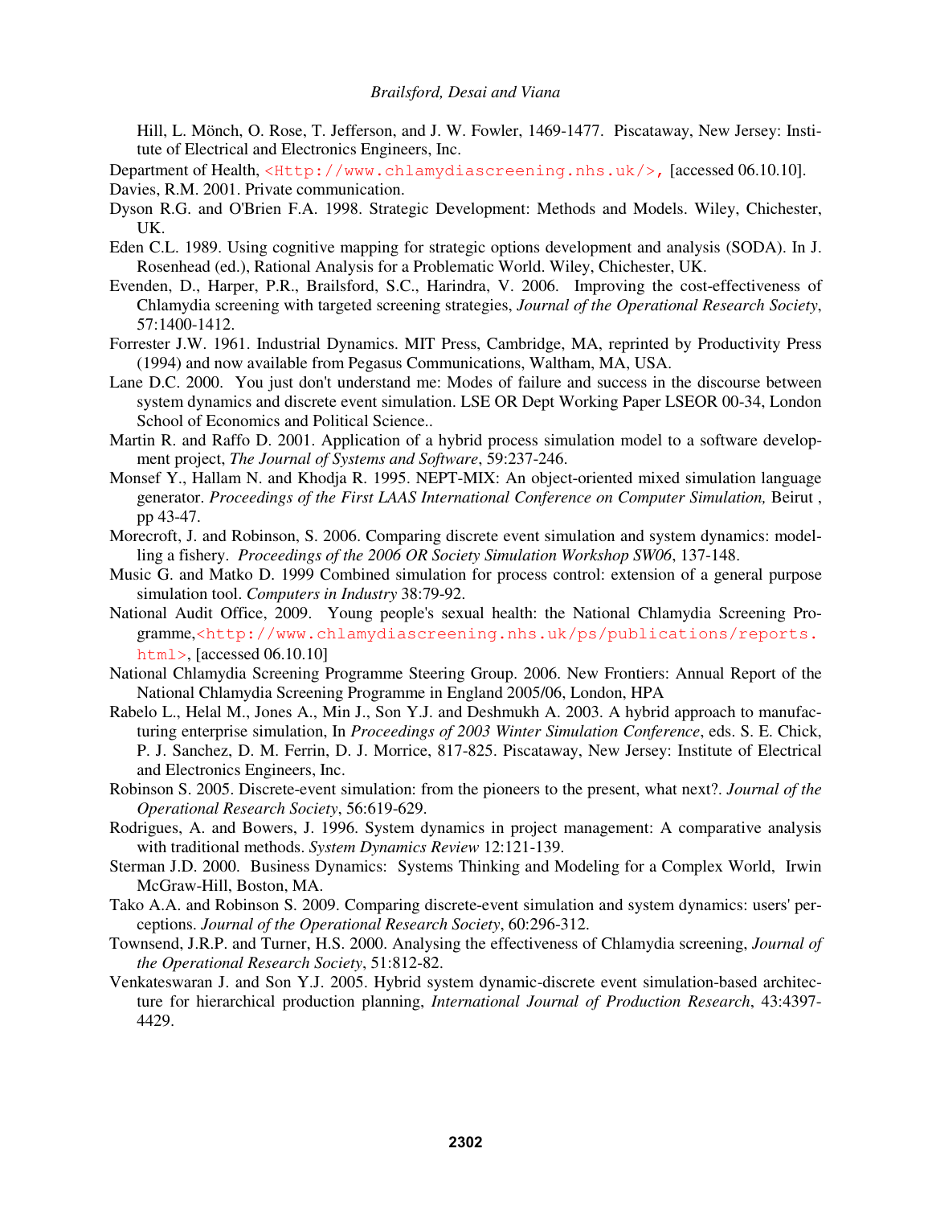Hill, L. Mönch, O. Rose, T. Jefferson, and J. W. Fowler, 1469-1477. Piscataway, New Jersey: Institute of Electrical and Electronics Engineers, Inc.

Department of Health, <Http://www.chlamydiascreening.nhs.uk/>, [accessed 06.10.10].

Davies, R.M. 2001. Private communication.

Dyson R.G. and O'Brien F.A. 1998. Strategic Development: Methods and Models. Wiley, Chichester, UK.

Eden C.L. 1989. Using cognitive mapping for strategic options development and analysis (SODA). In J. Rosenhead (ed.), Rational Analysis for a Problematic World. Wiley, Chichester, UK.

Evenden, D., Harper, P.R., Brailsford, S.C., Harindra, V. 2006. Improving the cost-effectiveness of Chlamydia screening with targeted screening strategies, *Journal of the Operational Research Society*, 57:1400-1412.

Forrester J.W. 1961. Industrial Dynamics. MIT Press, Cambridge, MA, reprinted by Productivity Press (1994) and now available from Pegasus Communications, Waltham, MA, USA.

Lane D.C. 2000. You just don't understand me: Modes of failure and success in the discourse between system dynamics and discrete event simulation. LSE OR Dept Working Paper LSEOR 00-34, London School of Economics and Political Science..

Martin R. and Raffo D. 2001. Application of a hybrid process simulation model to a software development project, *The Journal of Systems and Software*, 59:237-246.

Monsef Y., Hallam N. and Khodja R. 1995. NEPT-MIX: An object-oriented mixed simulation language generator. *Proceedings of the First LAAS International Conference on Computer Simulation,* Beirut , pp 43-47.

Morecroft, J. and Robinson, S. 2006. Comparing discrete event simulation and system dynamics: modelling a fishery. *Proceedings of the 2006 OR Society Simulation Workshop SW06*, 137-148.

Music G. and Matko D. 1999 Combined simulation for process control: extension of a general purpose simulation tool. *Computers in Industry* 38:79-92.

National Audit Office, 2009. Young people's sexual health: the National Chlamydia Screening Programme,<http://www.chlamydiascreening.nhs.uk/ps/publications/reports.html>, [accessed 06.10.10]

National Chlamydia Screening Programme Steering Group. 2006. New Frontiers: Annual Report of the National Chlamydia Screening Programme in England 2005/06, London, HPA

Rabelo L., Helal M., Jones A., Min J., Son Y.J. and Deshmukh A. 2003. A hybrid approach to manufacturing enterprise simulation, In *Proceedings of 2003 Winter Simulation Conference*, eds. S. E. Chick, P. J. Sanchez, D. M. Ferrin, D. J. Morrice, 817-825. Piscataway, New Jersey: Institute of Electrical and Electronics Engineers, Inc.

Robinson S. 2005. Discrete-event simulation: from the pioneers to the present, what next?. *Journal of the Operational Research Society*, 56:619-629.

Rodrigues, A. and Bowers, J. 1996. System dynamics in project management: A comparative analysis with traditional methods. *System Dynamics Review* 12:121-139.

Sterman J.D. 2000. Business Dynamics: Systems Thinking and Modeling for a Complex World, Irwin McGraw-Hill, Boston, MA.

Tako A.A. and Robinson S. 2009. Comparing discrete-event simulation and system dynamics: users' perceptions. *Journal of the Operational Research Society*, 60:296-312.

Townsend, J.R.P. and Turner, H.S. 2000. Analysing the effectiveness of Chlamydia screening, *Journal of the Operational Research Society*, 51:812-82.

Venkateswaran J. and Son Y.J. 2005. Hybrid system dynamic-discrete event simulation-based architecture for hierarchical production planning, *International Journal of Production Research*, 43:4397-4429.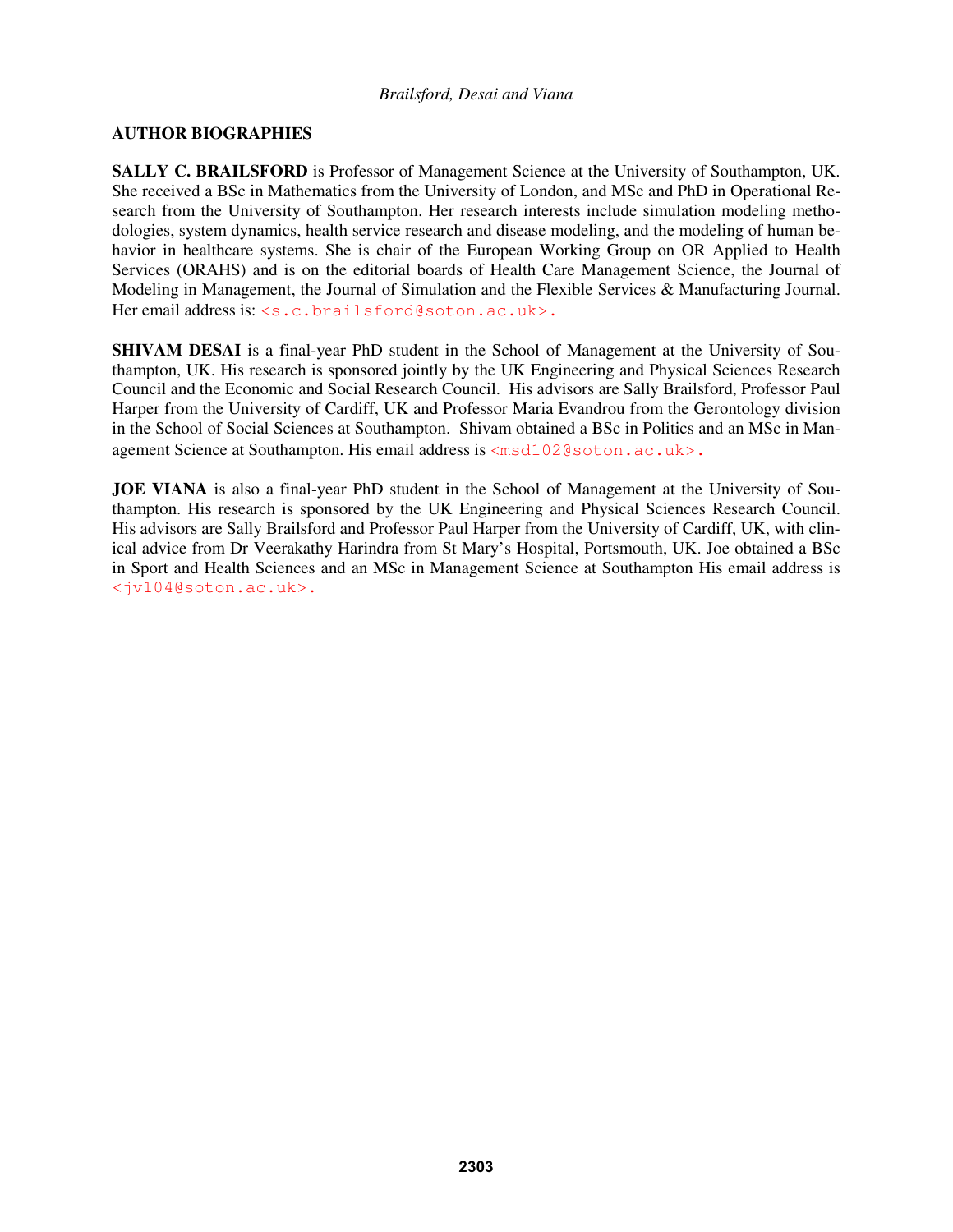## AUTHOR BIOGRAPHIES

**SALLY C. BRAILSFORD** is Professor of Management Science at the University of Southampton, UK. She received a BSc in Mathematics from the University of London, and MSc and PhD in Operational Research from the University of Southampton. Her research interests include simulation modeling methodologies, system dynamics, health service research and disease modeling, and the modeling of human behavior in healthcare systems. She is chair of the European Working Group on OR Applied to Health Services (ORAHS) and is on the editorial boards of Health Care Management Science, the Journal of Modeling in Management, the Journal of Simulation and the Flexible Services & Manufacturing Journal. Her email address is: <s.c.brailsford@soton.ac.uk>.

**SHIVAM DESAI** is a final-year PhD student in the School of Management at the University of Southampton, UK. His research is sponsored jointly by the UK Engineering and Physical Sciences Research Council and the Economic and Social Research Council. His advisors are Sally Brailsford, Professor Paul Harper from the University of Cardiff, UK and Professor Maria Evandrou from the Gerontology division in the School of Social Sciences at Southampton. Shivam obtained a BSc in Politics and an MSc in Management Science at Southampton. His email address is <msd102@soton.ac.uk>.

**JOE VIANA** is also a final-year PhD student in the School of Management at the University of Southampton. His research is sponsored by the UK Engineering and Physical Sciences Research Council. His advisors are Sally Brailsford and Professor Paul Harper from the University of Cardiff, UK, with clinical advice from Dr Veerakathy Harindra from St Mary's Hospital, Portsmouth, UK. Joe obtained a BSc in Sport and Health Sciences and an MSc in Management Science at Southampton His email address is <jv104@soton.ac.uk>.